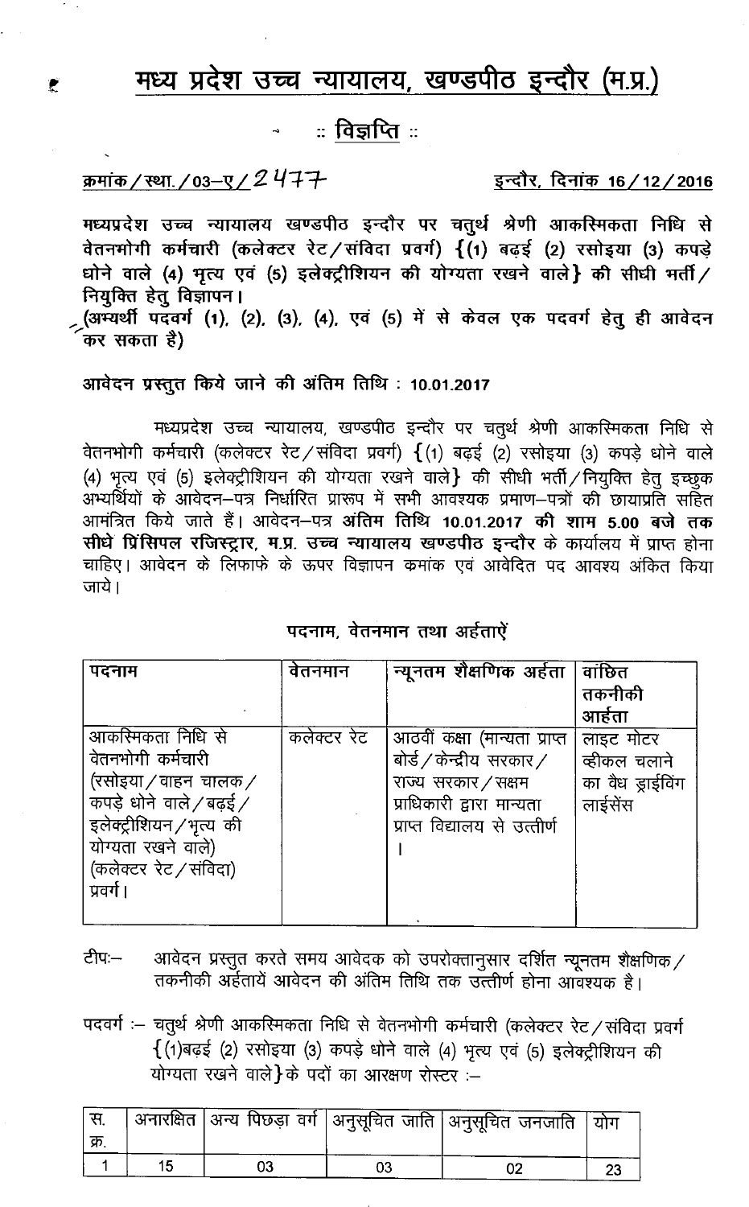# मध्य प्रदेश उच्च न्यायालय, खण्डपीठ इन्दौर (म.प्र.)

## :: विज्ञप्ति ::

**क्रमांक/स्था./03–ए/2477** **इन्दौर, दिनांक 16/12/2016**

**मध्यप्रदेश उच्च न्यायालय खण्डपीठ इन्दौर पर चतुर्थ श्रेणी आकस्मिकता निधि से वेतनभोगी कर्मचारी (कलेक्टर रेट/संविदा प्रवर्ग) {(1) बढ़ई (2) रसोइया (3) कपड़े धोने वाले (4) भृत्य एवं (5) इलेक्ट्रीशियन की योग्यता रखने वाले} की सीधी भर्ती/नियुक्ति हेतु विज्ञापन।**

**(अभ्यर्थी पदवर्ग (1), (2), (3), (4), एवं (5) में से केवल एक पदवर्ग हेतु ही आवेदन कर सकता है)**

**आवेदन प्रस्तुत किये जाने की अंतिम तिथि : 10.01.2017**

मध्यप्रदेश उच्च न्यायालय, खण्डपीठ इन्दौर पर चतुर्थ श्रेणी आकस्मिकता निधि से वेतनभोगी कर्मचारी (कलेक्टर रेट/संविदा प्रवर्ग) {(1) बढ़ई (2) रसोइया (3) कपड़े धोने वाले (4) भृत्य एवं (5) इलेक्ट्रीशियन की योग्यता रखने वाले} की सीधी भर्ती/नियुक्ति हेतु इच्छुक अभ्यर्थियों के आवेदन–पत्र निर्धारित प्रारूप में सभी आवश्यक प्रमाण–पत्रों की छायाप्रति सहित आमंत्रित किये जाते हैं। आवेदन–पत्र **अंतिम तिथि 10.01.2017 की शाम 5.00 बजे तक सीधे प्रिंसिपल रजिस्ट्रार, म.प्र. उच्च न्यायालय खण्डपीठ इन्दौर** के कार्यालय में प्राप्त होना चाहिए। आवेदन के लिफाफे के ऊपर विज्ञापन कमांक एवं आवेदित पद आवश्य अंकित किया जाये।

**पदनाम, वेतनमान तथा अर्हतायें**

| पदनाम | वेतनमान | न्यूनतम शैक्षणिक अर्हता | वांछित तकनीकी आर्हता |
|---|---|---|---|
| आकस्मिकता निधि से वेतनभोगी कर्मचारी (रसोइया/वाहन चालक/कपड़े धोने वाले/बढ़ई/इलेक्ट्रीशियन/भृत्य की योग्यता रखने वाले) (कलेक्टर रेट/संविदा) प्रवर्ग। | कलेक्टर रेट | आठवीं कक्षा (मान्यता प्राप्त बोर्ड/केन्द्रीय सरकार/राज्य सरकार/सक्षम प्राधिकारी द्वारा मान्यता प्राप्त विद्यालय से उत्तीर्ण | लाइट मोटर व्हीकल चलाने का वैध ड्राईविंग लाईसेंस |

टीपः– आवेदन प्रस्तुत करते समय आवेदक को उपरोक्तानुसार दर्शित न्यूनतम शैक्षणिक/तकनीकी अर्हतायें आवेदन की अंतिम तिथि तक उत्तीर्ण होना आवश्यक है।

पदवर्ग :– चतुर्थ श्रेणी आकस्मिकता निधि से वेतनभोगी कर्मचारी (कलेक्टर रेट/संविदा प्रवर्ग {(1)बढ़ई (2) रसोइया (3) कपड़े धोने वाले (4) भृत्य एवं (5) इलेक्ट्रीशियन की योग्यता रखने वाले}के पदों का आरक्षण रोस्टर :–

| स. क्र. | अनारक्षित | अन्य पिछड़ा वर्ग | अनुसूचित जाति | अनुसूचित जनजाति | योग |
|---|---|---|---|---|---|
| 1 | 15 | 03 | 03 | 02 | 23 |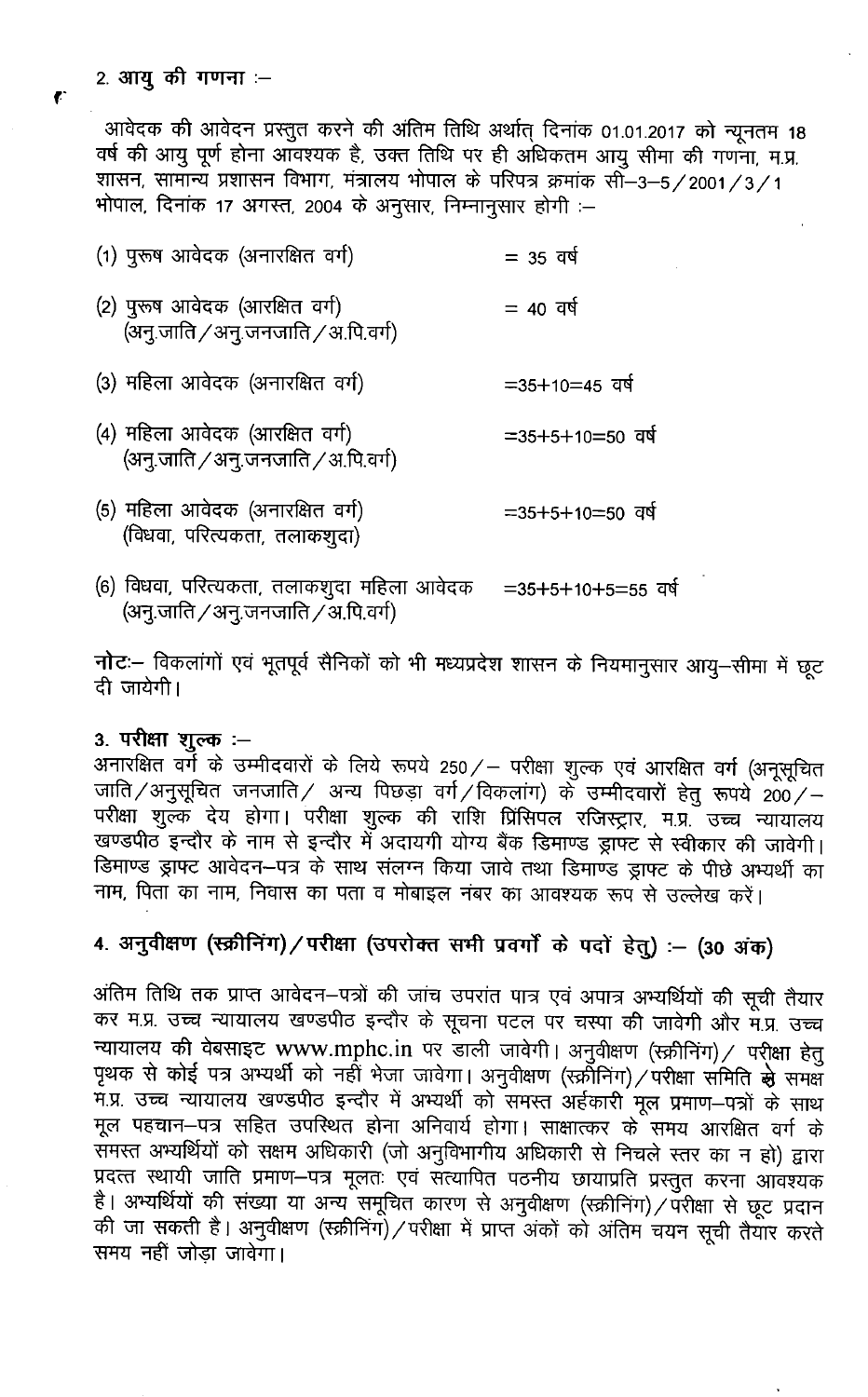## 2. आयु की गणना :–

आवेदक की आवेदन प्रस्तुत करने की अंतिम तिथि अर्थात् दिनांक 01.01.2017 को न्यूनतम 18 वर्ष की आयु पूर्ण होना आवश्यक है, उक्त तिथि पर ही अधिकतम आयु सीमा की गणना, म.प्र. शासन, सामान्य प्रशासन विभाग, मंत्रालय भोपाल के परिपत्र क्रमांक सी–3–5/2001/3/1 भोपाल, दिनांक 17 अगस्त, 2004 के अनुसार, निम्नानुसार होगी :–

| | |
|---|---|
| (1) पुरूष आवेदक (अनारक्षित वर्ग) | = 35 वर्ष |
| (2) पुरूष आवेदक (आरक्षित वर्ग) (अनु.जाति/अनु.जनजाति/अ.पि.वर्ग) | = 40 वर्ष |
| (3) महिला आवेदक (अनारक्षित वर्ग) | =35+10=45 वर्ष |
| (4) महिला आवेदक (आरक्षित वर्ग) (अनु.जाति/अनु.जनजाति/अ.पि.वर्ग) | =35+5+10=50 वर्ष |
| (5) महिला आवेदक (अनारक्षित वर्ग) (विधवा, परित्यकता, तलाकशुदा) | =35+5+10=50 वर्ष |
| (6) विधवा, परित्यकता, तलाकशुदा महिला आवेदक (अनु.जाति/अनु.जनजाति/अ.पि.वर्ग) | =35+5+10+5=55 वर्ष |

**नोटः**– विकलांगों एवं भूतपूर्व सैनिकों को भी मध्यप्रदेश शासन के नियमानुसार आयु–सीमा में छूट दी जायेगी।

## 3. परीक्षा शुल्क :–

अनारक्षित वर्ग के उम्मीदवारों के लिये रूपये 250/– परीक्षा शुल्क एवं आरक्षित वर्ग (अनूसूचित जाति/अनुसूचित जनजाति/ अन्य पिछड़ा वर्ग/विकलांग) के उम्मीदवारों हेतु रूपये 200/– परीक्षा शुल्क देय होगा। परीक्षा शुल्क की राशि प्रिंसिपल रजिस्ट्रार, म.प्र. उच्च न्यायालय खण्डपीठ इन्दौर के नाम से इन्दौर में अदायगी योग्य बैंक डिमाण्ड ड्राफ्ट से स्वीकार की जावेगी। डिमाण्ड ड्राफ्ट आवेदन–पत्र के साथ संलग्न किया जावे तथा डिमाण्ड ड्राफ्ट के पीछे अभ्यर्थी का नाम, पिता का नाम, निवास का पता व मोबाइल नंबर का आवश्यक रूप से उल्लेख करें।

## 4. अनुवीक्षण (स्क्रीनिंग)/परीक्षा (उपरोक्त सभी प्रवर्गों के पदों हेतु) :– (30 अंक)

अंतिम तिथि तक प्राप्त आवेदन–पत्रों की जांच उपरांत पात्र एवं अपात्र अभ्यर्थियों की सूची तैयार कर म.प्र. उच्च न्यायालय खण्डपीठ इन्दौर के सूचना पटल पर चस्पा की जावेगी और म.प्र. उच्च न्यायालय की वेबसाइट www.mphc.in पर डाली जावेगी। अनुवीक्षण (स्क्रीनिंग)/ परीक्षा हेतु पृथक से कोई पत्र अभ्यर्थी को नहीं भेजा जावेगा। अनुवीक्षण (स्क्रीनिंग)/परीक्षा समिति के समक्ष म.प्र. उच्च न्यायालय खण्डपीठ इन्दौर में अभ्यर्थी को समस्त अर्हकारी मूल प्रमाण–पत्रों के साथ मूल पहचान–पत्र सहित उपस्थित होना अनिवार्य होगा। साक्षात्कर के समय आरक्षित वर्ग के समस्त अभ्यर्थियों को सक्षम अधिकारी (जो अनुविभागीय अधिकारी से निचले स्तर का न हो) द्वारा प्रदत्त स्थायी जाति प्रमाण–पत्र मूलतः एवं सत्यापित पठनीय छायाप्रति प्रस्तुत करना आवश्यक है। अभ्यर्थियों की संख्या या अन्य समूचित कारण से अनुवीक्षण (स्क्रीनिंग)/परीक्षा से छूट प्रदान की जा सकती है। अनुवीक्षण (स्क्रीनिंग)/परीक्षा में प्राप्त अंकों को अंतिम चयन सूची तैयार करते समय नहीं जोड़ा जावेगा।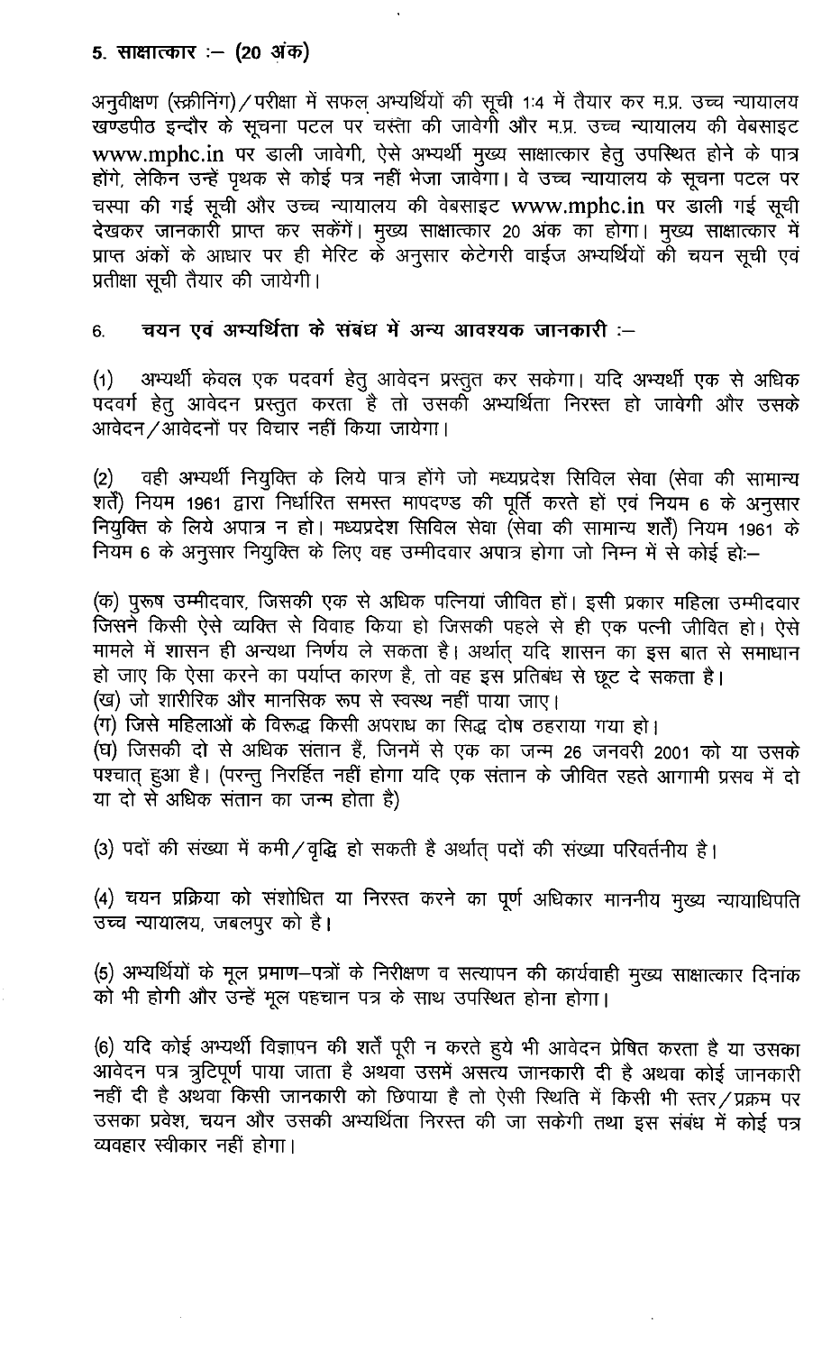## 5. साक्षात्कार :– (20 अंक)

अनुवीक्षण (स्क्रीनिंग)/परीक्षा में सफल अभ्यर्थियों की सूची 1:4 में तैयार कर म.प्र. उच्च न्यायालय खण्डपीठ इन्दौर के सूचना पटल पर चस्पा की जावेगी और म.प्र. उच्च न्यायालय की वेबसाइट www.mphc.in पर डाली जावेगी, ऐसे अभ्यर्थी मुख्य साक्षात्कार हेतु उपस्थित होने के पात्र होंगे, लेकिन उन्हें पृथक से कोई पत्र नहीं भेजा जावेगा। वे उच्च न्यायालय के सूचना पटल पर चस्पा की गई सूची और उच्च न्यायालय की वेबसाइट www.mphc.in पर डाली गई सूची देखकर जानकारी प्राप्त कर सकेंगें। मुख्य साक्षात्कार 20 अंक का होगा। मुख्य साक्षात्कार में प्राप्त अंकों के आधार पर ही मेरिट के अनुसार केटेगरी वाईज अभ्यर्थियों की चयन सूची एवं प्रतीक्षा सूची तैयार की जायेगी।

## 6. चयन एवं अभ्यर्थिता के संबंध में अन्य आवश्यक जानकारी :–

(1) अभ्यर्थी केवल एक पदवर्ग हेतु आवेदन प्रस्तुत कर सकेगा। यदि अभ्यर्थी एक से अधिक पदवर्ग हेतु आवेदन प्रस्तुत करता है तो उसकी अभ्यर्थिता निरस्त हो जावेगी और उसके आवेदन/आवेदनों पर विचार नहीं किया जायेगा।

(2) वही अभ्यर्थी नियुक्ति के लिये पात्र होंगे जो मध्यप्रदेश सिविल सेवा (सेवा की सामान्य शर्तें) नियम 1961 द्वारा निर्धारित समस्त मापदण्ड की पूर्ति करते हों एवं नियम 6 के अनुसार नियुक्ति के लिये अपात्र न हो। मध्यप्रदेश सिविल सेवा (सेवा की सामान्य शर्तें) नियम 1961 के नियम 6 के अनुसार नियुक्ति के लिए वह उम्मीदवार अपात्र होगा जो निम्न में से कोई होः–

(क) पुरूष उम्मीदवार, जिसकी एक से अधिक पत्नियां जीवित हों। इसी प्रकार महिला उम्मीदवार जिसने किसी ऐसे व्यक्ति से विवाह किया हो जिसकी पहले से ही एक पत्नी जीवित हो। ऐसे मामले में शासन ही अन्यथा निर्णय ले सकता है। अर्थात् यदि शासन का इस बात से समाधान हो जाए कि ऐसा करने का पर्याप्त कारण है, तो वह इस प्रतिबंध से छूट दे सकता है।
(ख) जो शारीरिक और मानसिक रूप से स्वस्थ नहीं पाया जाए।
(ग) जिसे महिलाओं के विरूद्ध किसी अपराध का सिद्ध दोष ठहराया गया हो।
(घ) जिसकी दो से अधिक संतान हैं, जिनमें से एक का जन्म 26 जनवरी 2001 को या उसके पश्चात् हुआ है। (परन्तु निरर्हित नहीं होगा यदि एक संतान के जीवित रहते आगामी प्रसव में दो या दो से अधिक संतान का जन्म होता है)

(3) पदों की संख्या में कमी/वृद्धि हो सकती है अर्थात् पदों की संख्या परिवर्तनीय है।

(4) चयन प्रक्रिया को संशोधित या निरस्त करने का पूर्ण अधिकार माननीय मुख्य न्यायाधिपति उच्च न्यायालय, जबलपुर को है।

(5) अभ्यर्थियों के मूल प्रमाण–पत्रों के निरीक्षण व सत्यापन की कार्यवाही मुख्य साक्षात्कार दिनांक को भी होगी और उन्हें मूल पहचान पत्र के साथ उपस्थित होना होगा।

(6) यदि कोई अभ्यर्थी विज्ञापन की शर्तें पूरी न करते हुये भी आवेदन प्रेषित करता है या उसका आवेदन पत्र त्रुटिपूर्ण पाया जाता है अथवा उसमें असत्य जानकारी दी है अथवा कोई जानकारी नहीं दी है अथवा किसी जानकारी को छिपाया है तो ऐसी स्थिति में किसी भी स्तर/प्रक्रम पर उसका प्रवेश, चयन और उसकी अभ्यर्थिता निरस्त की जा सकेगी तथा इस संबंध में कोई पत्र व्यवहार स्वीकार नहीं होगा।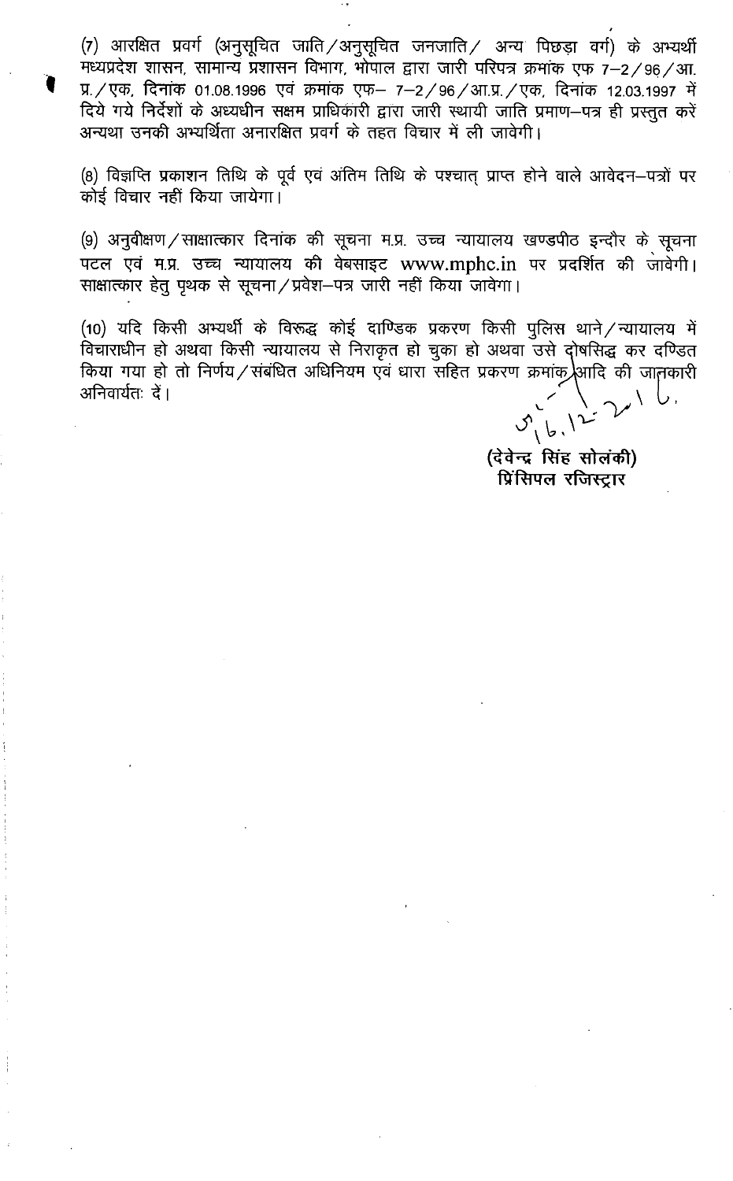(7) आरक्षित प्रवर्ग (अनुसूचित जाति/अनुसूचित जनजाति/ अन्य पिछड़ा वर्ग) के अभ्यर्थी मध्यप्रदेश शासन, सामान्य प्रशासन विभाग, भोपाल द्वारा जारी परिपत्र क्रमांक एफ 7–2/96/आ. प्र./एक, दिनांक 01.08.1996 एवं क्रमांक एफ– 7–2/96/आ.प्र./एक, दिनांक 12.03.1997 में दिये गये निर्देशों के अध्यधीन सक्षम प्राधिकारी द्वारा जारी स्थायी जाति प्रमाण–पत्र ही प्रस्तुत करें अन्यथा उनकी अभ्यर्थिता अनारक्षित प्रवर्ग के तहत विचार में ली जावेगी।

(8) विज्ञप्ति प्रकाशन तिथि के पूर्व एवं अंतिम तिथि के पश्चात् प्राप्त होने वाले आवेदन–पत्रों पर कोई विचार नहीं किया जायेगा।

(9) अनुवीक्षण/साक्षात्कार दिनांक की सूचना म.प्र. उच्च न्यायालय खण्डपीठ इन्दौर के सूचना पटल एवं म.प्र. उच्च न्यायालय की वेबसाइट www.mphc.in पर प्रदर्शित की जावेगी। साक्षात्कार हेतु पृथक से सूचना/प्रवेश–पत्र जारी नहीं किया जावेगा।

(10) यदि किसी अभ्यर्थी के विरूद्ध कोई दाण्डिक प्रकरण किसी पुलिस थाने/न्यायालय में विचाराधीन हो अथवा किसी न्यायालय से निराकृत हो चुका हो अथवा उसे दोषसिद्ध कर दण्डित किया गया हो तो निर्णय/संबंधित अधिनियम एवं धारा सहित प्रकरण क्रमांक आदि की जानकारी अनिवार्यतः दें।

5/6.12.2016

**(देवेन्द्र सिंह सोलंकी)**
**प्रिंसिपल रजिस्ट्रार**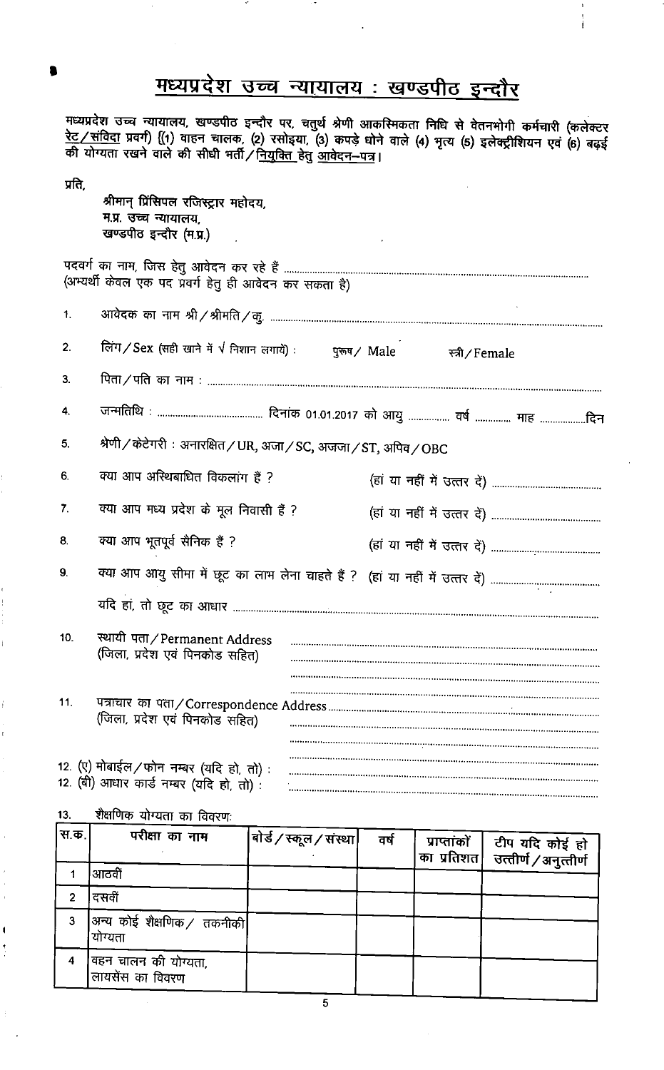# मध्यप्रदेश उच्च न्यायालय : खण्डपीठ इन्दौर

मध्यप्रदेश उच्च न्यायालय, खण्डपीठ इन्दौर पर, चतुर्थ श्रेणी आकस्मिकता निधि से वेतनभोगी कर्मचारी (कलेक्टर रेट/संविदा प्रवर्ग) [(1) वाहन चालक, (2) रसोइया, (3) कपड़े धोने वाले (4) भृत्य (5) इलेक्ट्रीशियन एवं (6) बढ़ई की योग्यता रखने वाले की सीधी भर्ती/नियुक्ति हेतु आवेदन–पत्र।

प्रति,

श्रीमान् प्रिंसिपल रजिस्ट्रार महोदय,
म.प्र. उच्च न्यायालय,
खण्डपीठ इन्दौर (म.प्र.)

पदवर्ग का नाम, जिस हेतु आवेदन कर रहे हैं ..........................................................................
(अभ्यर्थी केवल एक पद प्रवर्ग हेतु ही आवेदन कर सकता है)

1. आवेदक का नाम श्री/श्रीमति/कु. ..........................................................................

2. लिंग/Sex (सही खाने में √ निशान लगायें) : पुरूष/ Male स्त्री/Female

3. पिता/पति का नाम : ..........................................................................

4. जन्मतिथि : ........................................ दिनांक 01.01.2017 को आयु ................ वर्ष ............. माह .................दिन

5. श्रेणी/केटेगरी : अनारक्षित/UR, अजा/SC, अजजा/ST, अपिव/OBC

6. क्या आप अस्थिबाधित विकलांग हैं ? (हां या नहीं में उत्तर दें) ..........................................

7. क्या आप मध्य प्रदेश के मूल निवासी हैं ? (हां या नहीं में उत्तर दें) ..........................................

8. क्या आप भूतपूर्व सैनिक हैं ? (हां या नहीं मे उत्तर दें) ..........................................

9. क्या आप आयु सीमा में छूट का लाभ लेना चाहते हैं ? (हां या नहीं में उत्तर दें) ..........................................

   यदि हां, तो छूट का आधार ..........................................................................

10. स्थायी पता/Permanent Address (जिला, प्रदेश एवं पिनकोड सहित) ..........................................................................

11. पत्राचार का पता/Correspondence Address (जिला, प्रदेश एवं पिनकोड सहित) ..........................................................................

12. (ए) मोबाईल/फोन नम्बर (यदि हो, तो) : ..........................................................................

12. (बी) आधार कार्ड नम्बर (यदि हो, तो) : ..........................................................................

13. शैक्षणिक योग्यता का विवरणः

| स.क्र. | परीक्षा का नाम | बोर्ड/स्कूल/संस्था | वर्ष | प्राप्तांकों का प्रतिशत | टीप यदि कोई हो उत्तीर्ण/अनुत्तीर्ण |
|---|---|---|---|---|---|
| 1 | आठवीं | | | | |
| 2 | दसवीं | | | | |
| 3 | अन्य कोई शैक्षणिक/ तकनीकी योग्यता | | | | |
| 4 | वहन चालन की योग्यता, लायसेंस का विवरण | | | | |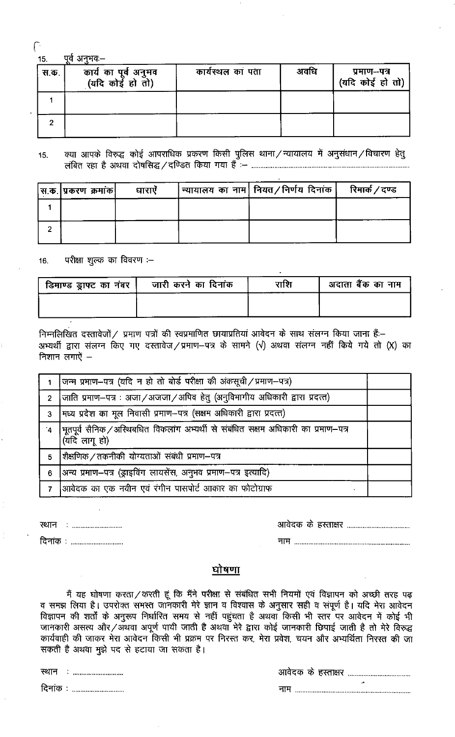15. पूर्व अनुभवः–

| स.क. | कार्य का पूर्व अनुभव (यदि कोई हो तो) | कार्यस्थल का पता | अवधि | प्रमाण–पत्र (यदि कोई हो तो) |
|---|---|---|---|---|
| 1 | | | | |
| 2 | | | | |

15. क्या आपके विरुद्ध कोई आपराधिक प्रकरण किसी पुलिस थाना/न्यायालय में अनुसंधान/विचारण हेतु लंबित रहा है अथवा दोषसिद्ध/दण्डित किया गया हैं :– ..........................................

| स.क. | प्रकरण क्रमांक | धारायें | न्यायालय का नाम | नियत/निर्णय दिनांक | रिमार्क/दण्ड |
|---|---|---|---|---|---|
| 1 | | | | | |
| 2 | | | | | |

16. परीक्षा शुल्क का विवरण :–

| डिमाण्ड ड्राफ्ट का नंबर | जारी करने का दिनांक | राशि | अदाता बैंक का नाम |
|---|---|---|---|
| | | | |

निम्नलिखित दस्तावेजों/ प्रमाण पत्रों की स्वप्रमाणित छायाप्रतियां आवेदन के साथ संलग्न किया जाना हैं:–
अभ्यर्थी द्वारा संलग्न किए गए दस्तावेज/प्रमाण–पत्र के सामने (√) अथवा संलग्न नहीं किये गये तो (X) का निशान लगाएँ –

| | | |
|---|---|---|
| 1 | जन्म प्रमाण–पत्र (यदि न हो तो बोर्ड परीक्षा की अंकसूची/प्रमाण–पत्र) | |
| 2 | जाति प्रमाण–पत्र : अजा/अजजा/अपिव हेतु (अनुविभागीय अधिकारी द्वारा प्रदत्त) | |
| 3 | मध्य प्रदेश का मूल निवासी प्रमाण–पत्र (सक्षम अधिकारी द्वारा प्रदत्त) | |
| 4 | भूतपूर्व सैनिक/अस्थिबधित विकलांग अभ्यर्थी से संबंधित सक्षम अधिकारी का प्रमाण–पत्र (यदि लागू हो) | |
| 5 | शैक्षणिक/तकनीकी योग्यताओं संबंधी प्रमाण–पत्र | |
| 6 | अन्य प्रमाण–पत्र (ड्राइविंग लायसेंस, अनुभव प्रमाण–पत्र इत्यादि) | |
| 7 | आवेदक का एक नवीन एवं रंगीन पासपोर्ट आकार का फोटोग्राफ | |

स्थान : ..........................  आवेदक के हस्ताक्षर ..........................

दिनांक : ..........................  नाम ..........................

## घोषणा

मैं यह घोषणा करता/करती हूं कि मैंने परीक्षा से संबंधित सभी नियमों एवं विज्ञापन को अच्छी तरह पढ़ व समझ लिया है। उपरोक्त समस्त जानकारी मेरे ज्ञान व विश्वास के अनुसार सही व संपूर्ण है। यदि मेरा आवेदन विज्ञापन की शर्तों के अनुरूप निर्धारित समय से नहीं पहुंचता है अथवा किसी भी स्तर पर आवेदन में कोई भी जानकारी असत्य और/अथवा अपूर्ण पायी जाती है अथवा मेरे द्वारा कोई जानकारी छिपाई जाती है तो मेरे विरुद्ध कार्यवाही की जाकर मेरा आवेदन किसी भी प्रक्रम पर निरस्त कर, मेरा प्रवेश, चयन और अभ्यर्थिता निरस्त की जा सकती है अथवा मुझे पद से हटाया जा सकता है।

स्थान : ..........................  आवेदक के हस्ताक्षर ..........................

दिनांक : ..........................  नाम ..........................